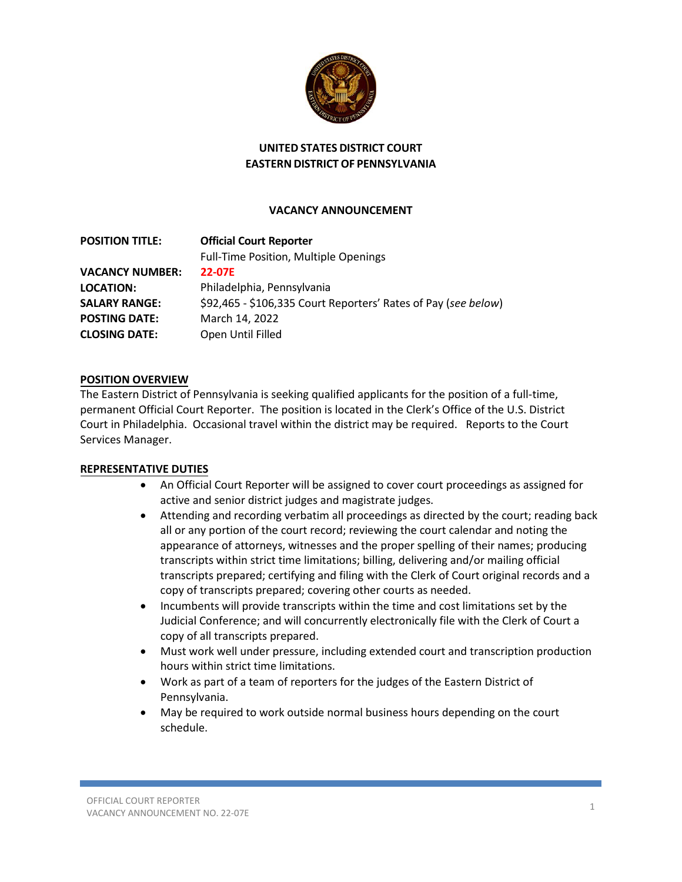# UNITED STATES DISTRICT COURT
# EASTERN DISTRICT OF PENNSYLVANIA

## VACANCY ANNOUNCEMENT

| | |
|---|---|
| **POSITION TITLE:** | **Official Court Reporter**<br>Full-Time Position, Multiple Openings |
| **VACANCY NUMBER:** | **22-07E** |
| **LOCATION:** | Philadelphia, Pennsylvania |
| **SALARY RANGE:** | $92,465 - $106,335 Court Reporters' Rates of Pay (*see below*) |
| **POSTING DATE:** | March 14, 2022 |
| **CLOSING DATE:** | Open Until Filled |

### POSITION OVERVIEW

The Eastern District of Pennsylvania is seeking qualified applicants for the position of a full-time, permanent Official Court Reporter. The position is located in the Clerk's Office of the U.S. District Court in Philadelphia. Occasional travel within the district may be required. Reports to the Court Services Manager.

### REPRESENTATIVE DUTIES

- An Official Court Reporter will be assigned to cover court proceedings as assigned for active and senior district judges and magistrate judges.
- Attending and recording verbatim all proceedings as directed by the court; reading back all or any portion of the court record; reviewing the court calendar and noting the appearance of attorneys, witnesses and the proper spelling of their names; producing transcripts within strict time limitations; billing, delivering and/or mailing official transcripts prepared; certifying and filing with the Clerk of Court original records and a copy of transcripts prepared; covering other courts as needed.
- Incumbents will provide transcripts within the time and cost limitations set by the Judicial Conference; and will concurrently electronically file with the Clerk of Court a copy of all transcripts prepared.
- Must work well under pressure, including extended court and transcription production hours within strict time limitations.
- Work as part of a team of reporters for the judges of the Eastern District of Pennsylvania.
- May be required to work outside normal business hours depending on the court schedule.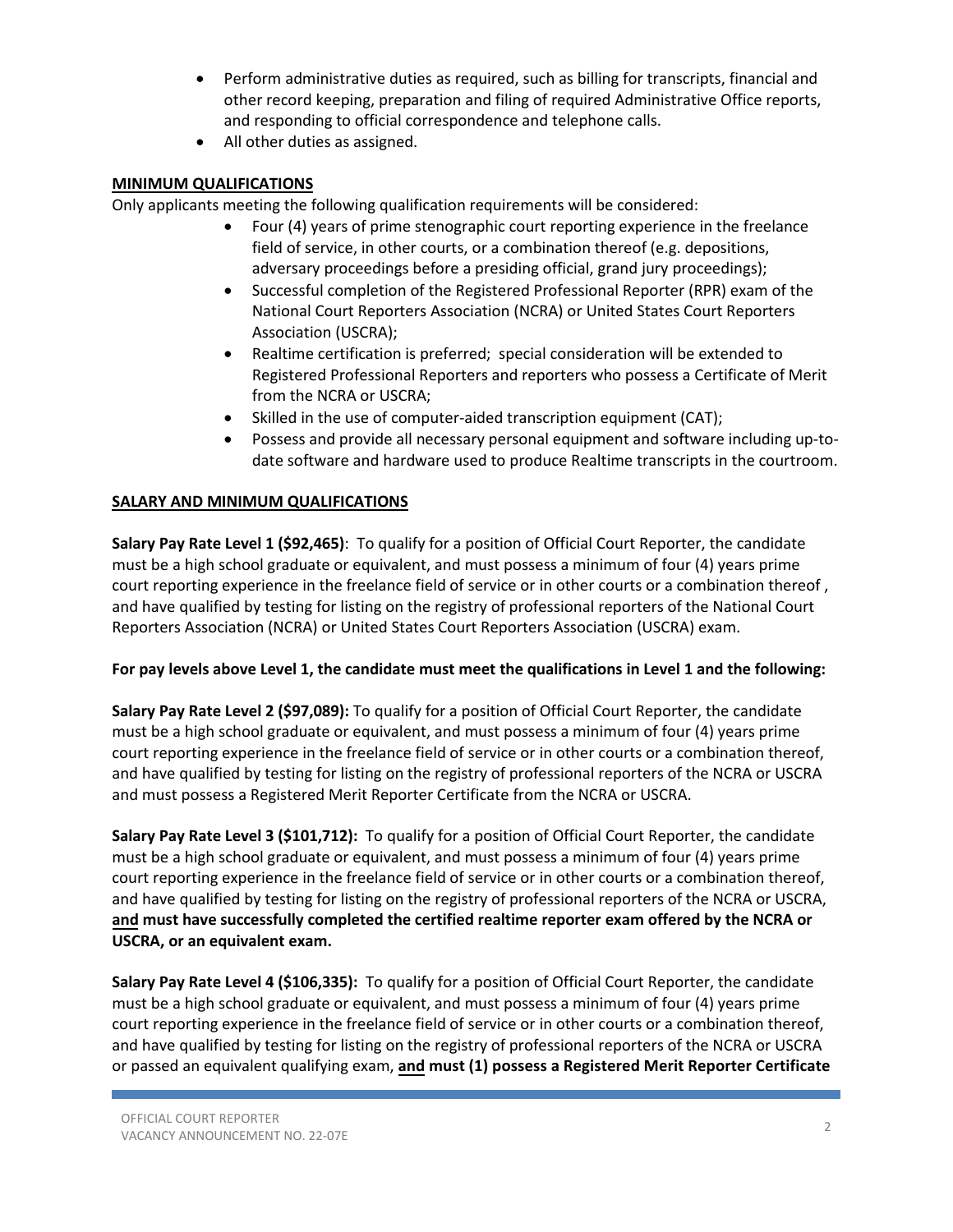- Perform administrative duties as required, such as billing for transcripts, financial and other record keeping, preparation and filing of required Administrative Office reports, and responding to official correspondence and telephone calls.
- All other duties as assigned.

## MINIMUM QUALIFICATIONS

Only applicants meeting the following qualification requirements will be considered:

- Four (4) years of prime stenographic court reporting experience in the freelance field of service, in other courts, or a combination thereof (e.g. depositions, adversary proceedings before a presiding official, grand jury proceedings);
- Successful completion of the Registered Professional Reporter (RPR) exam of the National Court Reporters Association (NCRA) or United States Court Reporters Association (USCRA);
- Realtime certification is preferred; special consideration will be extended to Registered Professional Reporters and reporters who possess a Certificate of Merit from the NCRA or USCRA;
- Skilled in the use of computer-aided transcription equipment (CAT);
- Possess and provide all necessary personal equipment and software including up-to-date software and hardware used to produce Realtime transcripts in the courtroom.

## SALARY AND MINIMUM QUALIFICATIONS

**Salary Pay Rate Level 1 ($92,465)**: To qualify for a position of Official Court Reporter, the candidate must be a high school graduate or equivalent, and must possess a minimum of four (4) years prime court reporting experience in the freelance field of service or in other courts or a combination thereof , and have qualified by testing for listing on the registry of professional reporters of the National Court Reporters Association (NCRA) or United States Court Reporters Association (USCRA) exam.

**For pay levels above Level 1, the candidate must meet the qualifications in Level 1 and the following:**

**Salary Pay Rate Level 2 ($97,089):** To qualify for a position of Official Court Reporter, the candidate must be a high school graduate or equivalent, and must possess a minimum of four (4) years prime court reporting experience in the freelance field of service or in other courts or a combination thereof, and have qualified by testing for listing on the registry of professional reporters of the NCRA or USCRA and must possess a Registered Merit Reporter Certificate from the NCRA or USCRA.

**Salary Pay Rate Level 3 ($101,712):** To qualify for a position of Official Court Reporter, the candidate must be a high school graduate or equivalent, and must possess a minimum of four (4) years prime court reporting experience in the freelance field of service or in other courts or a combination thereof, and have qualified by testing for listing on the registry of professional reporters of the NCRA or USCRA, **and must have successfully completed the certified realtime reporter exam offered by the NCRA or USCRA, or an equivalent exam.**

**Salary Pay Rate Level 4 ($106,335):** To qualify for a position of Official Court Reporter, the candidate must be a high school graduate or equivalent, and must possess a minimum of four (4) years prime court reporting experience in the freelance field of service or in other courts or a combination thereof, and have qualified by testing for listing on the registry of professional reporters of the NCRA or USCRA or passed an equivalent qualifying exam, **and must (1) possess a Registered Merit Reporter Certificate**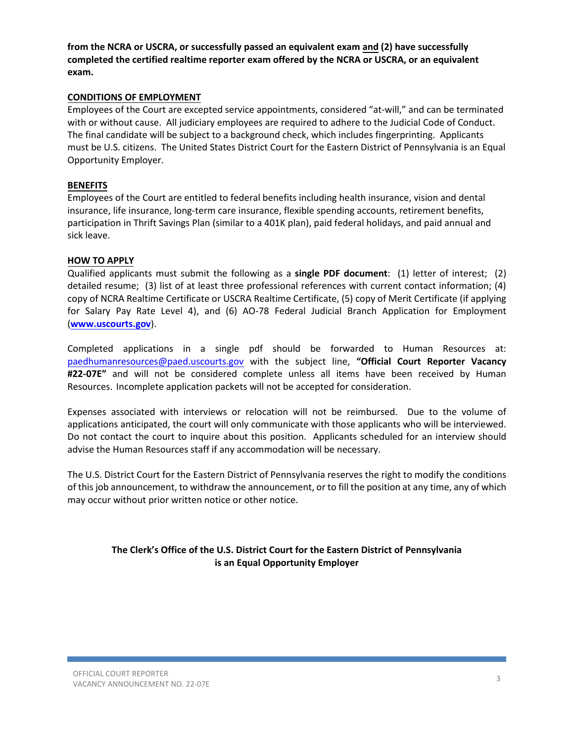**from the NCRA or USCRA, or successfully passed an equivalent exam and (2) have successfully completed the certified realtime reporter exam offered by the NCRA or USCRA, or an equivalent exam.**

## CONDITIONS OF EMPLOYMENT

Employees of the Court are excepted service appointments, considered "at-will," and can be terminated with or without cause. All judiciary employees are required to adhere to the Judicial Code of Conduct. The final candidate will be subject to a background check, which includes fingerprinting. Applicants must be U.S. citizens. The United States District Court for the Eastern District of Pennsylvania is an Equal Opportunity Employer.

## BENEFITS

Employees of the Court are entitled to federal benefits including health insurance, vision and dental insurance, life insurance, long-term care insurance, flexible spending accounts, retirement benefits, participation in Thrift Savings Plan (similar to a 401K plan), paid federal holidays, and paid annual and sick leave.

## HOW TO APPLY

Qualified applicants must submit the following as a **single PDF document**: (1) letter of interest; (2) detailed resume; (3) list of at least three professional references with current contact information; (4) copy of NCRA Realtime Certificate or USCRA Realtime Certificate, (5) copy of Merit Certificate (if applying for Salary Pay Rate Level 4), and (6) AO-78 Federal Judicial Branch Application for Employment (**www.uscourts.gov**).

Completed applications in a single pdf should be forwarded to Human Resources at: paedhumanresources@paed.uscourts.gov with the subject line, **"Official Court Reporter Vacancy #22-07E"** and will not be considered complete unless all items have been received by Human Resources. Incomplete application packets will not be accepted for consideration.

Expenses associated with interviews or relocation will not be reimbursed. Due to the volume of applications anticipated, the court will only communicate with those applicants who will be interviewed. Do not contact the court to inquire about this position. Applicants scheduled for an interview should advise the Human Resources staff if any accommodation will be necessary.

The U.S. District Court for the Eastern District of Pennsylvania reserves the right to modify the conditions of this job announcement, to withdraw the announcement, or to fill the position at any time, any of which may occur without prior written notice or other notice.

**The Clerk's Office of the U.S. District Court for the Eastern District of Pennsylvania is an Equal Opportunity Employer**